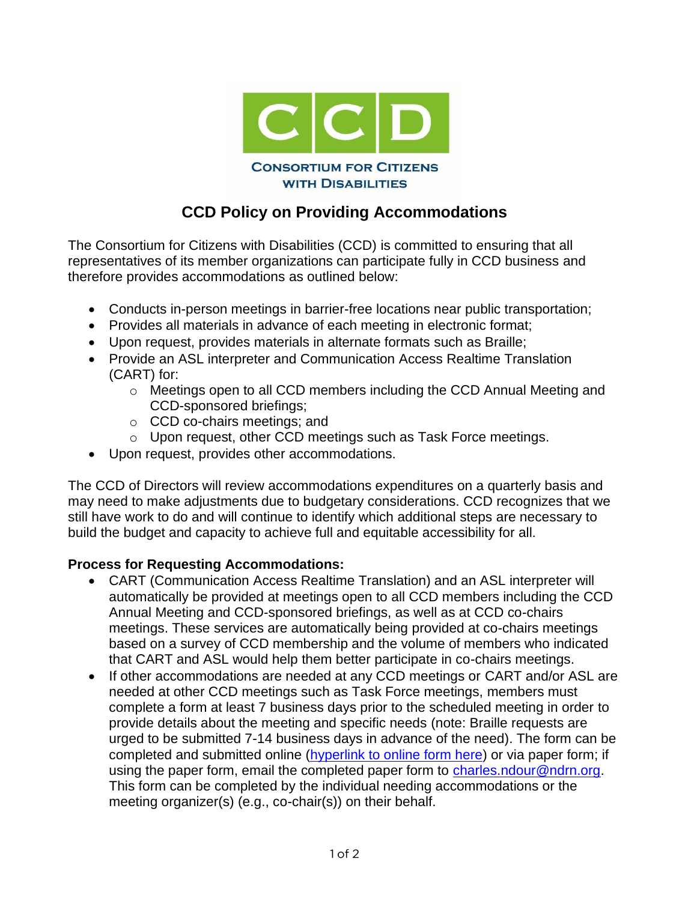CCD
CONSORTIUM FOR CITIZENS WITH DISABILITIES

# CCD Policy on Providing Accommodations

The Consortium for Citizens with Disabilities (CCD) is committed to ensuring that all representatives of its member organizations can participate fully in CCD business and therefore provides accommodations as outlined below:

- Conducts in-person meetings in barrier-free locations near public transportation;
- Provides all materials in advance of each meeting in electronic format;
- Upon request, provides materials in alternate formats such as Braille;
- Provide an ASL interpreter and Communication Access Realtime Translation (CART) for:
  - Meetings open to all CCD members including the CCD Annual Meeting and CCD-sponsored briefings;
  - CCD co-chairs meetings; and
  - Upon request, other CCD meetings such as Task Force meetings.
- Upon request, provides other accommodations.

The CCD of Directors will review accommodations expenditures on a quarterly basis and may need to make adjustments due to budgetary considerations. CCD recognizes that we still have work to do and will continue to identify which additional steps are necessary to build the budget and capacity to achieve full and equitable accessibility for all.

**Process for Requesting Accommodations:**

- CART (Communication Access Realtime Translation) and an ASL interpreter will automatically be provided at meetings open to all CCD members including the CCD Annual Meeting and CCD-sponsored briefings, as well as at CCD co-chairs meetings. These services are automatically being provided at co-chairs meetings based on a survey of CCD membership and the volume of members who indicated that CART and ASL would help them better participate in co-chairs meetings.
- If other accommodations are needed at any CCD meetings or CART and/or ASL are needed at other CCD meetings such as Task Force meetings, members must complete a form at least 7 business days prior to the scheduled meeting in order to provide details about the meeting and specific needs (note: Braille requests are urged to be submitted 7-14 business days in advance of the need). The form can be completed and submitted online (hyperlink to online form here) or via paper form; if using the paper form, email the completed paper form to charles.ndour@ndrn.org. This form can be completed by the individual needing accommodations or the meeting organizer(s) (e.g., co-chair(s)) on their behalf.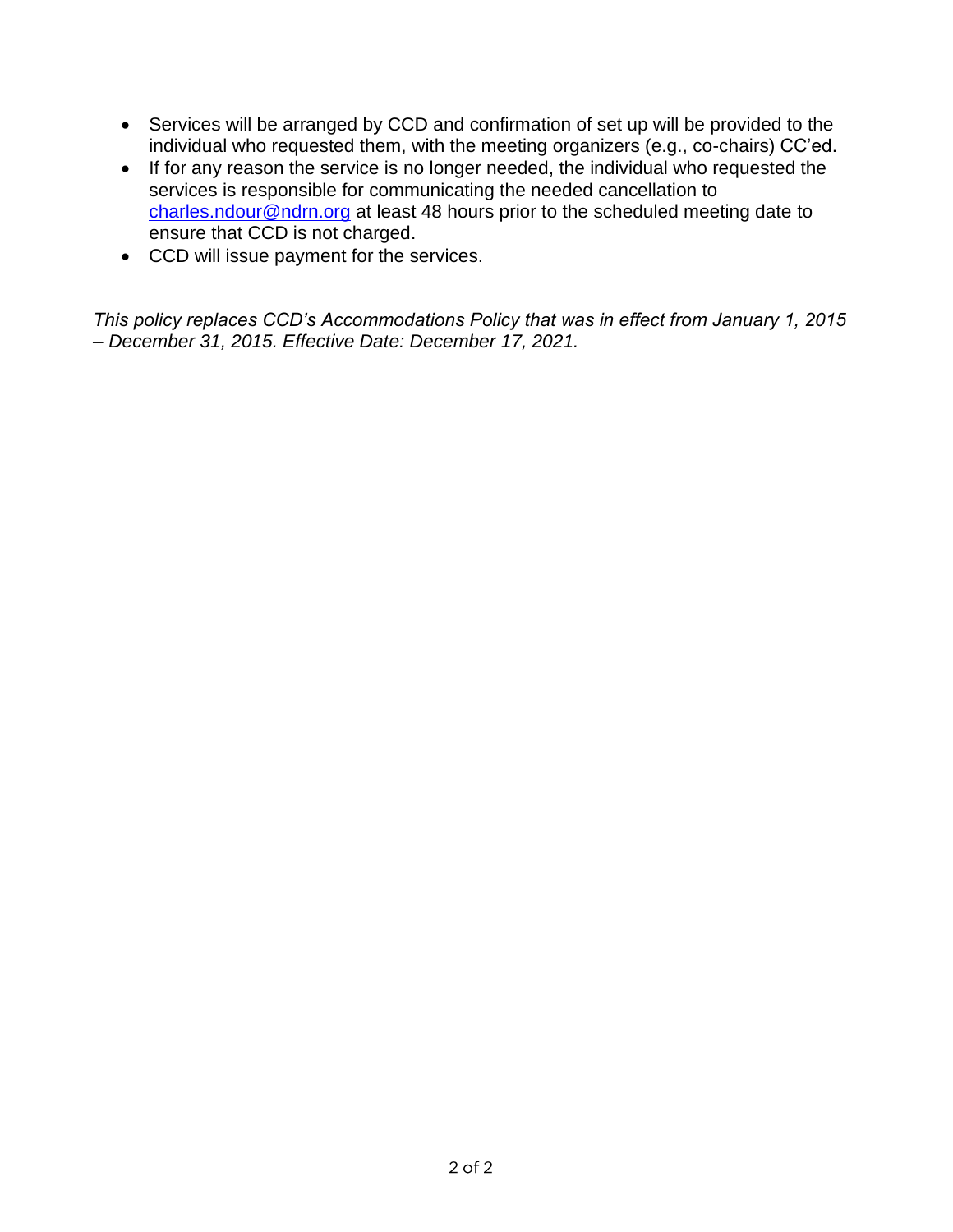- Services will be arranged by CCD and confirmation of set up will be provided to the individual who requested them, with the meeting organizers (e.g., co-chairs) CC'ed.
- If for any reason the service is no longer needed, the individual who requested the services is responsible for communicating the needed cancellation to charles.ndour@ndrn.org at least 48 hours prior to the scheduled meeting date to ensure that CCD is not charged.
- CCD will issue payment for the services.

*This policy replaces CCD's Accommodations Policy that was in effect from January 1, 2015 – December 31, 2015. Effective Date: December 17, 2021.*